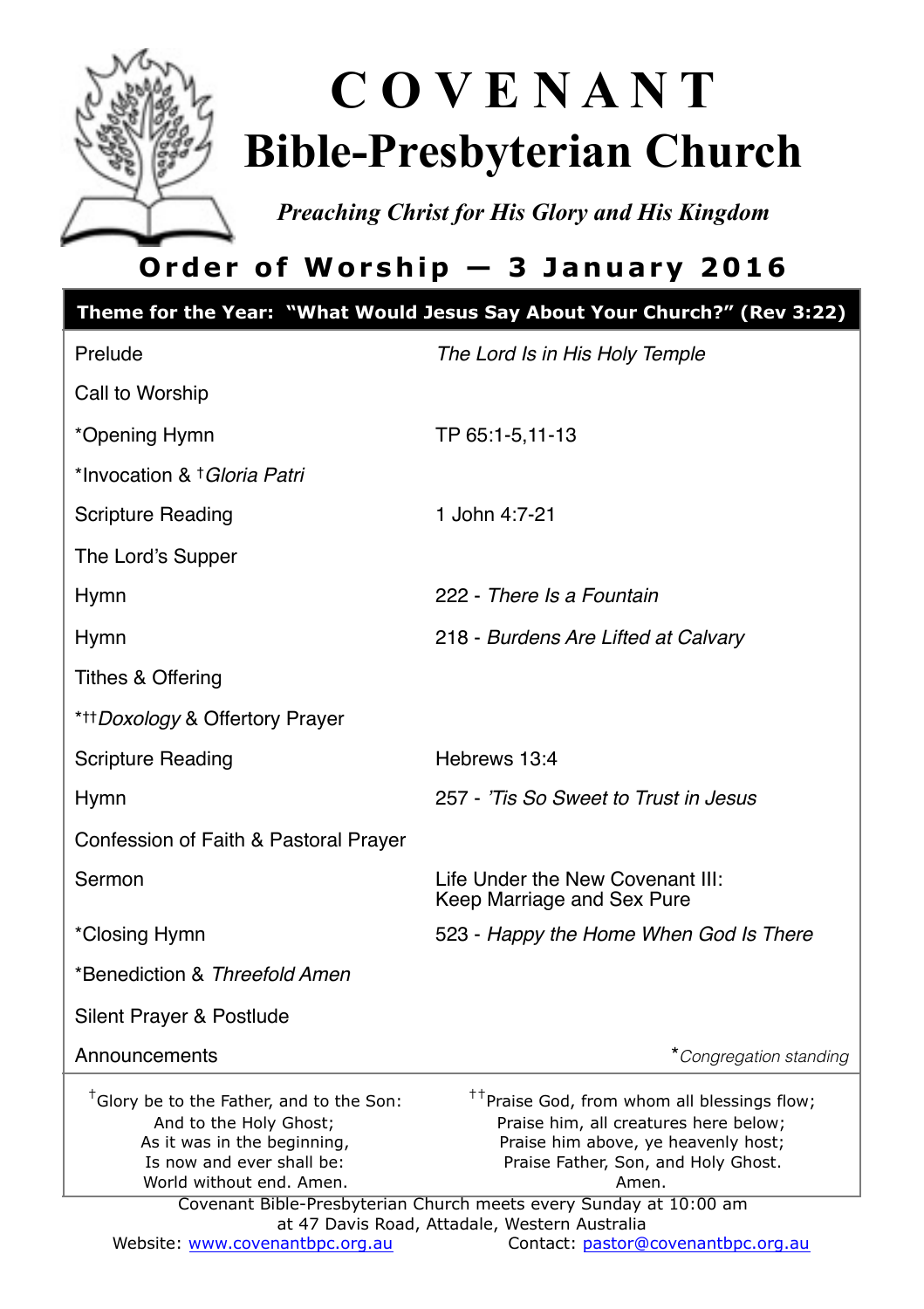# C O V E N A N T
# Bible-Presbyterian Church

*Preaching Christ for His Glory and His Kingdom*

## Order of Worship — 3 January 2016

**Theme for the Year: "What Would Jesus Say About Your Church?" (Rev 3:22)**

| | |
|---|---|
| Prelude | *The Lord Is in His Holy Temple* |
| Call to Worship | |
| *Opening Hymn | TP 65:1-5,11-13 |
| *Invocation & †*Gloria Patri* | |
| Scripture Reading | 1 John 4:7-21 |
| The Lord's Supper | |
| Hymn | 222 - *There Is a Fountain* |
| Hymn | 218 - *Burdens Are Lifted at Calvary* |
| Tithes & Offering | |
| *††*Doxology* & Offertory Prayer | |
| Scripture Reading | Hebrews 13:4 |
| Hymn | 257 - *'Tis So Sweet to Trust in Jesus* |
| Confession of Faith & Pastoral Prayer | |
| Sermon | Life Under the New Covenant III: Keep Marriage and Sex Pure |
| *Closing Hymn | 523 - *Happy the Home When God Is There* |
| *Benediction & *Threefold Amen* | |
| Silent Prayer & Postlude | |
| Announcements | **Congregation standing* |

†Glory be to the Father, and to the Son:
And to the Holy Ghost;
As it was in the beginning,
Is now and ever shall be:
World without end. Amen.

††Praise God, from whom all blessings flow;
Praise him, all creatures here below;
Praise him above, ye heavenly host;
Praise Father, Son, and Holy Ghost.
Amen.

Covenant Bible-Presbyterian Church meets every Sunday at 10:00 am
at 47 Davis Road, Attadale, Western Australia

Website: [www.covenantbpc.org.au](http://www.covenantbpc.org.au) Contact: [pastor@covenantbpc.org.au](mailto:pastor@covenantbpc.org.au)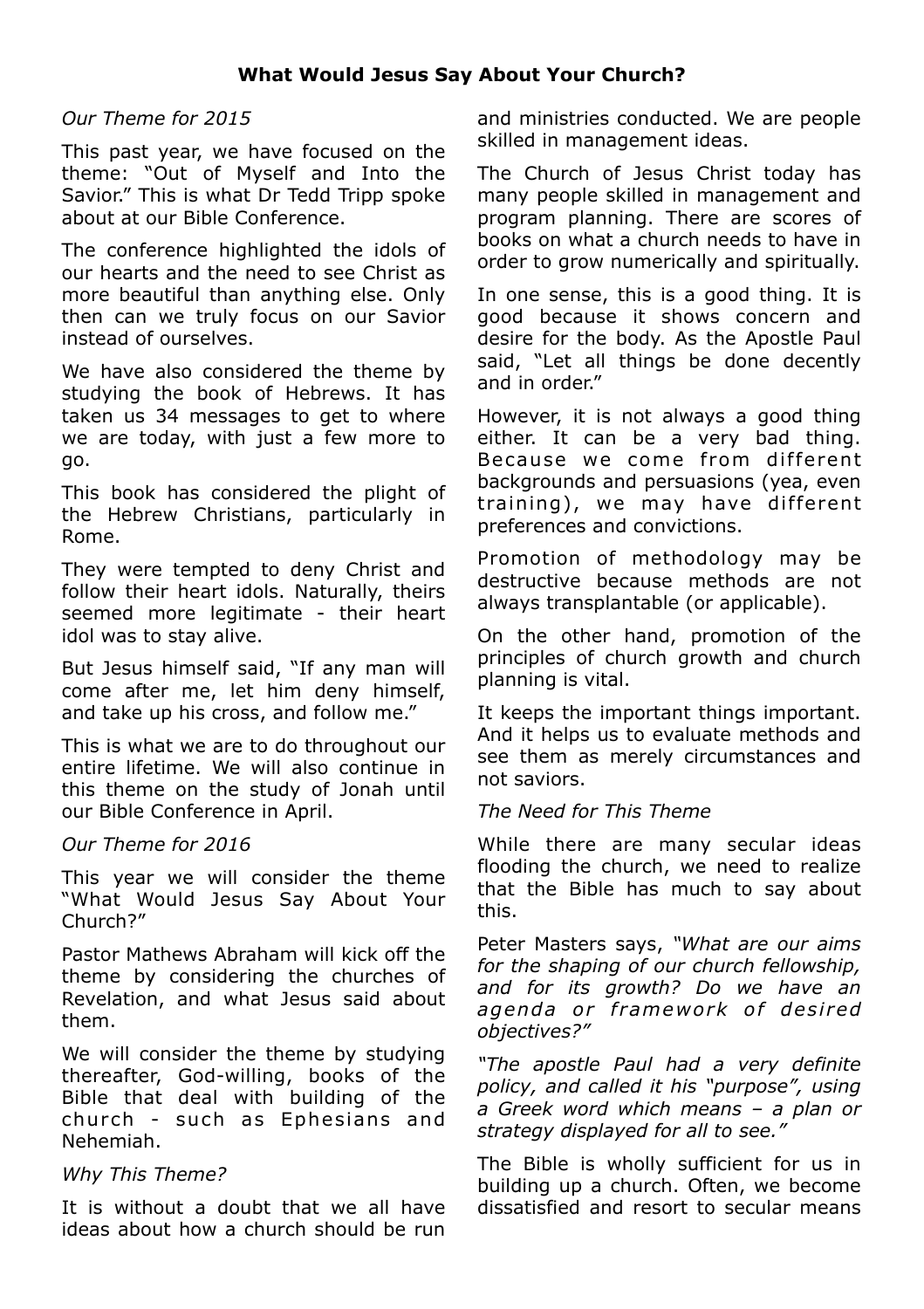## What Would Jesus Say About Your Church?

*Our Theme for 2015*

This past year, we have focused on the theme: "Out of Myself and Into the Savior." This is what Dr Tedd Tripp spoke about at our Bible Conference.

The conference highlighted the idols of our hearts and the need to see Christ as more beautiful than anything else. Only then can we truly focus on our Savior instead of ourselves.

We have also considered the theme by studying the book of Hebrews. It has taken us 34 messages to get to where we are today, with just a few more to go.

This book has considered the plight of the Hebrew Christians, particularly in Rome.

They were tempted to deny Christ and follow their heart idols. Naturally, theirs seemed more legitimate - their heart idol was to stay alive.

But Jesus himself said, "If any man will come after me, let him deny himself, and take up his cross, and follow me."

This is what we are to do throughout our entire lifetime. We will also continue in this theme on the study of Jonah until our Bible Conference in April.

*Our Theme for 2016*

This year we will consider the theme "What Would Jesus Say About Your Church?"

Pastor Mathews Abraham will kick off the theme by considering the churches of Revelation, and what Jesus said about them.

We will consider the theme by studying thereafter, God-willing, books of the Bible that deal with building of the church - such as Ephesians and Nehemiah.

*Why This Theme?*

It is without a doubt that we all have ideas about how a church should be run and ministries conducted. We are people skilled in management ideas.

The Church of Jesus Christ today has many people skilled in management and program planning. There are scores of books on what a church needs to have in order to grow numerically and spiritually.

In one sense, this is a good thing. It is good because it shows concern and desire for the body. As the Apostle Paul said, "Let all things be done decently and in order."

However, it is not always a good thing either. It can be a very bad thing. Because we come from different backgrounds and persuasions (yea, even training), we may have different preferences and convictions.

Promotion of methodology may be destructive because methods are not always transplantable (or applicable).

On the other hand, promotion of the principles of church growth and church planning is vital.

It keeps the important things important. And it helps us to evaluate methods and see them as merely circumstances and not saviors.

*The Need for This Theme*

While there are many secular ideas flooding the church, we need to realize that the Bible has much to say about this.

Peter Masters says, *"What are our aims for the shaping of our church fellowship, and for its growth? Do we have an agenda or framework of desired objectives?"*

*"The apostle Paul had a very definite policy, and called it his "purpose", using a Greek word which means – a plan or strategy displayed for all to see."*

The Bible is wholly sufficient for us in building up a church. Often, we become dissatisfied and resort to secular means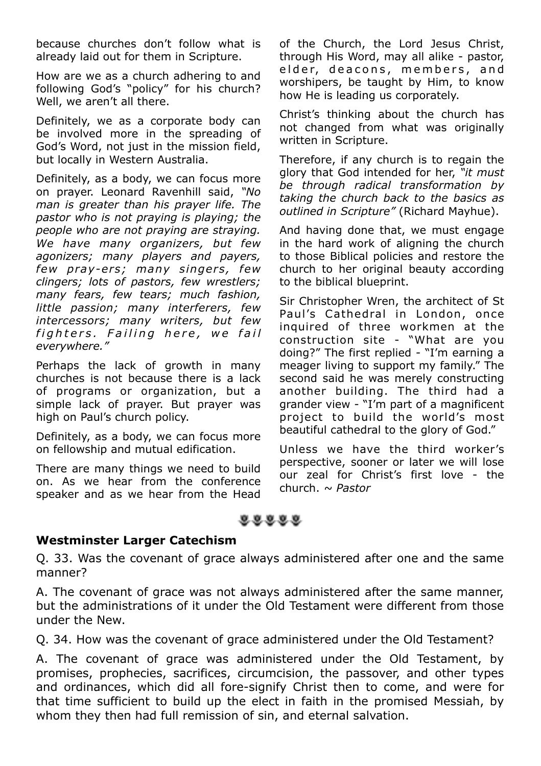because churches don't follow what is already laid out for them in Scripture.

How are we as a church adhering to and following God's "policy" for his church? Well, we aren't all there.

Definitely, we as a corporate body can be involved more in the spreading of God's Word, not just in the mission field, but locally in Western Australia.

Definitely, as a body, we can focus more on prayer. Leonard Ravenhill said, *"No man is greater than his prayer life. The pastor who is not praying is playing; the people who are not praying are straying. We have many organizers, but few agonizers; many players and payers, few pray-ers; many singers, few clingers; lots of pastors, few wrestlers; many fears, few tears; much fashion, little passion; many interferers, few intercessors; many writers, but few fighters. Failing here, we fail everywhere."*

Perhaps the lack of growth in many churches is not because there is a lack of programs or organization, but a simple lack of prayer. But prayer was high on Paul's church policy.

Definitely, as a body, we can focus more on fellowship and mutual edification.

There are many things we need to build on. As we hear from the conference speaker and as we hear from the Head of the Church, the Lord Jesus Christ, through His Word, may all alike - pastor, elder, deacons, members, and worshipers, be taught by Him, to know how He is leading us corporately.

Christ's thinking about the church has not changed from what was originally written in Scripture.

Therefore, if any church is to regain the glory that God intended for her, *"it must be through radical transformation by taking the church back to the basics as outlined in Scripture"* (Richard Mayhue).

And having done that, we must engage in the hard work of aligning the church to those Biblical policies and restore the church to her original beauty according to the biblical blueprint.

Sir Christopher Wren, the architect of St Paul's Cathedral in London, once inquired of three workmen at the construction site - "What are you doing?" The first replied - "I'm earning a meager living to support my family." The second said he was merely constructing another building. The third had a grander view - "I'm part of a magnificent project to build the world's most beautiful cathedral to the glory of God."

Unless we have the third worker's perspective, sooner or later we will lose our zeal for Christ's first love - the church. ~ *Pastor*

**Westminster Larger Catechism**

Q. 33. Was the covenant of grace always administered after one and the same manner?

A. The covenant of grace was not always administered after the same manner, but the administrations of it under the Old Testament were different from those under the New.

Q. 34. How was the covenant of grace administered under the Old Testament?

A. The covenant of grace was administered under the Old Testament, by promises, prophecies, sacrifices, circumcision, the passover, and other types and ordinances, which did all fore-signify Christ then to come, and were for that time sufficient to build up the elect in faith in the promised Messiah, by whom they then had full remission of sin, and eternal salvation.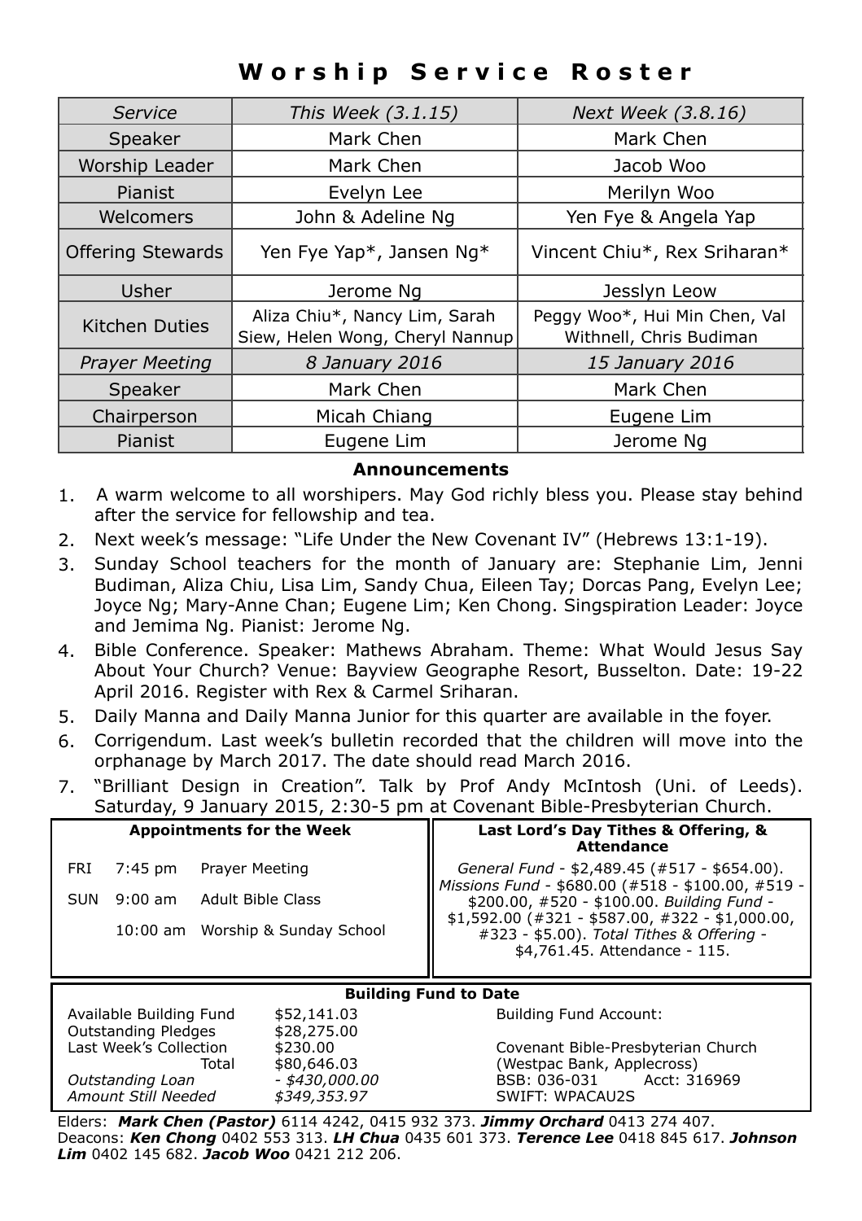# Worship Service Roster

| *Service* | *This Week (3.1.15)* | *Next Week (3.8.16)* |
|---|---|---|
| Speaker | Mark Chen | Mark Chen |
| Worship Leader | Mark Chen | Jacob Woo |
| Pianist | Evelyn Lee | Merilyn Woo |
| Welcomers | John & Adeline Ng | Yen Fye & Angela Yap |
| Offering Stewards | Yen Fye Yap*, Jansen Ng* | Vincent Chiu*, Rex Sriharan* |
| Usher | Jerome Ng | Jesslyn Leow |
| Kitchen Duties | Aliza Chiu*, Nancy Lim, Sarah Siew, Helen Wong, Cheryl Nannup | Peggy Woo*, Hui Min Chen, Val Withnell, Chris Budiman |
| *Prayer Meeting* | *8 January 2016* | *15 January 2016* |
| Speaker | Mark Chen | Mark Chen |
| Chairperson | Micah Chiang | Eugene Lim |
| Pianist | Eugene Lim | Jerome Ng |

## Announcements

1. A warm welcome to all worshipers. May God richly bless you. Please stay behind after the service for fellowship and tea.
2. Next week's message: "Life Under the New Covenant IV" (Hebrews 13:1-19).
3. Sunday School teachers for the month of January are: Stephanie Lim, Jenni Budiman, Aliza Chiu, Lisa Lim, Sandy Chua, Eileen Tay; Dorcas Pang, Evelyn Lee; Joyce Ng; Mary-Anne Chan; Eugene Lim; Ken Chong. Singspiration Leader: Joyce and Jemima Ng. Pianist: Jerome Ng.
4. Bible Conference. Speaker: Mathews Abraham. Theme: What Would Jesus Say About Your Church? Venue: Bayview Geographe Resort, Busselton. Date: 19-22 April 2016. Register with Rex & Carmel Sriharan.
5. Daily Manna and Daily Manna Junior for this quarter are available in the foyer.
6. Corrigendum. Last week's bulletin recorded that the children will move into the orphanage by March 2017. The date should read March 2016.
7. "Brilliant Design in Creation". Talk by Prof Andy McIntosh (Uni. of Leeds). Saturday, 9 January 2015, 2:30-5 pm at Covenant Bible-Presbyterian Church.

**Appointments for the Week**

| | | |
|---|---|---|
| FRI | 7:45 pm | Prayer Meeting |
| SUN | 9:00 am | Adult Bible Class |
| | 10:00 am | Worship & Sunday School |

**Last Lord's Day Tithes & Offering, & Attendance**

*General Fund* - $2,489.45 (#517 - $654.00). *Missions Fund* - $680.00 (#518 - $100.00, #519 - $200.00, #520 - $100.00. *Building Fund* - $1,592.00 (#321 - $587.00, #322 - $1,000.00, #323 - $5.00). *Total Tithes & Offering* - $4,761.45. Attendance - 115.

**Building Fund to Date**

| | |
|---|---|
| Available Building Fund | $52,141.03 |
| Outstanding Pledges | $28,275.00 |
| Last Week's Collection | $230.00 |
| Total | $80,646.03 |
| *Outstanding Loan* | *- $430,000.00* |
| *Amount Still Needed* | *$349,353.97* |

Building Fund Account:

Covenant Bible-Presbyterian Church
(Westpac Bank, Applecross)
BSB: 036-031 Acct: 316969
SWIFT: WPACAU2S

Elders: ***Mark Chen (Pastor)*** 6114 4242, 0415 932 373. ***Jimmy Orchard*** 0413 274 407.
Deacons: ***Ken Chong*** 0402 553 313. ***LH Chua*** 0435 601 373. ***Terence Lee*** 0418 845 617. ***Johnson Lim*** 0402 145 682. ***Jacob Woo*** 0421 212 206.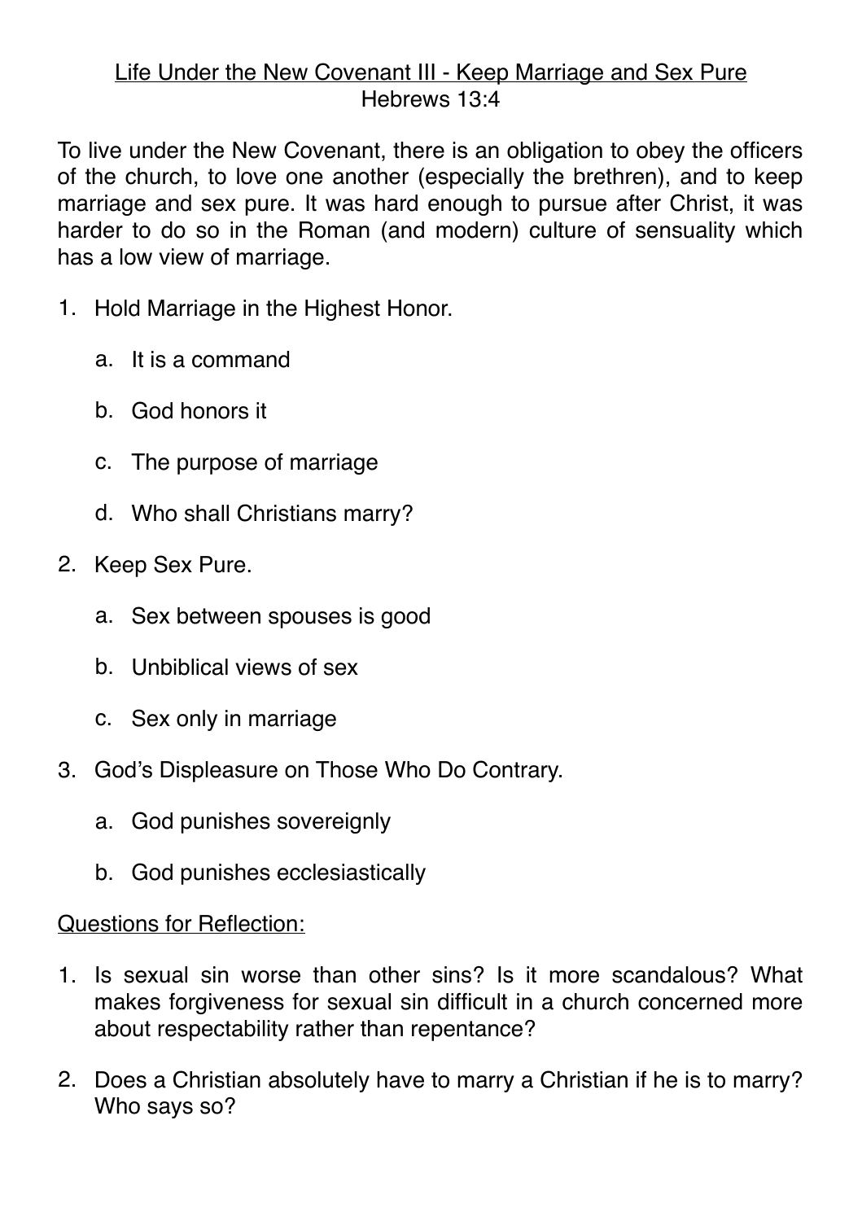# Life Under the New Covenant III - Keep Marriage and Sex Pure

## Hebrews 13:4

To live under the New Covenant, there is an obligation to obey the officers of the church, to love one another (especially the brethren), and to keep marriage and sex pure. It was hard enough to pursue after Christ, it was harder to do so in the Roman (and modern) culture of sensuality which has a low view of marriage.

1. Hold Marriage in the Highest Honor.
   a. It is a command
   b. God honors it
   c. The purpose of marriage
   d. Who shall Christians marry?
2. Keep Sex Pure.
   a. Sex between spouses is good
   b. Unbiblical views of sex
   c. Sex only in marriage
3. God's Displeasure on Those Who Do Contrary.
   a. God punishes sovereignly
   b. God punishes ecclesiastically

## Questions for Reflection:

1. Is sexual sin worse than other sins? Is it more scandalous? What makes forgiveness for sexual sin difficult in a church concerned more about respectability rather than repentance?
2. Does a Christian absolutely have to marry a Christian if he is to marry? Who says so?